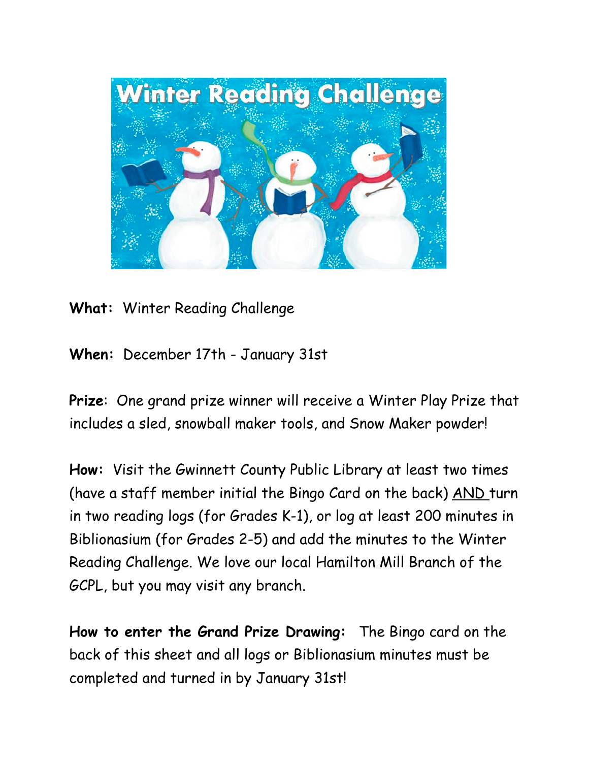# Winter Reading Challenge

**What:** Winter Reading Challenge

**When:** December 17th - January 31st

**Prize**: One grand prize winner will receive a Winter Play Prize that includes a sled, snowball maker tools, and Snow Maker powder!

**How:** Visit the Gwinnett County Public Library at least two times (have a staff member initial the Bingo Card on the back) AND turn in two reading logs (for Grades K-1), or log at least 200 minutes in Biblionasium (for Grades 2-5) and add the minutes to the Winter Reading Challenge. We love our local Hamilton Mill Branch of the GCPL, but you may visit any branch.

**How to enter the Grand Prize Drawing:** The Bingo card on the back of this sheet and all logs or Biblionasium minutes must be completed and turned in by January 31st!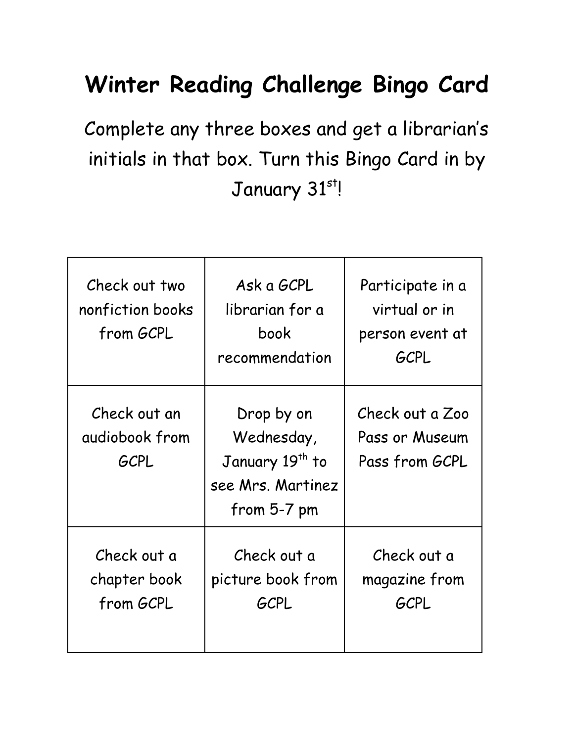# Winter Reading Challenge Bingo Card

Complete any three boxes and get a librarian's initials in that box. Turn this Bingo Card in by January 31st!

| | | |
|---|---|---|
| Check out two nonfiction books from GCPL | Ask a GCPL librarian for a book recommendation | Participate in a virtual or in person event at GCPL |
| Check out an audiobook from GCPL | Drop by on Wednesday, January 19th to see Mrs. Martinez from 5-7 pm | Check out a Zoo Pass or Museum Pass from GCPL |
| Check out a chapter book from GCPL | Check out a picture book from GCPL | Check out a magazine from GCPL |